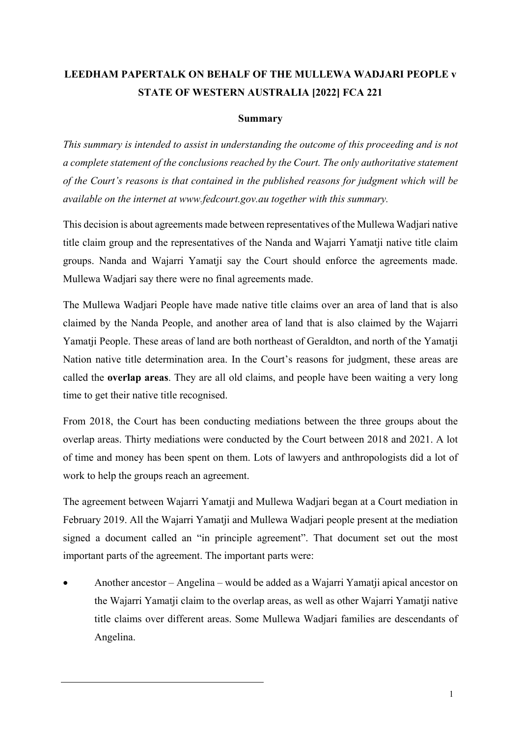# LEEDHAM PAPERTALK ON BEHALF OF THE MULLEWA WADJARI PEOPLE v STATE OF WESTERN AUSTRALIA [2022] FCA 221

## Summary

*This summary is intended to assist in understanding the outcome of this proceeding and is not a complete statement of the conclusions reached by the Court. The only authoritative statement of the Court's reasons is that contained in the published reasons for judgment which will be available on the internet at www.fedcourt.gov.au together with this summary.*

This decision is about agreements made between representatives of the Mullewa Wadjari native title claim group and the representatives of the Nanda and Wajarri Yamatji native title claim groups. Nanda and Wajarri Yamatji say the Court should enforce the agreements made. Mullewa Wadjari say there were no final agreements made.

The Mullewa Wadjari People have made native title claims over an area of land that is also claimed by the Nanda People, and another area of land that is also claimed by the Wajarri Yamatji People. These areas of land are both northeast of Geraldton, and north of the Yamatji Nation native title determination area. In the Court's reasons for judgment, these areas are called the **overlap areas**. They are all old claims, and people have been waiting a very long time to get their native title recognised.

From 2018, the Court has been conducting mediations between the three groups about the overlap areas. Thirty mediations were conducted by the Court between 2018 and 2021. A lot of time and money has been spent on them. Lots of lawyers and anthropologists did a lot of work to help the groups reach an agreement.

The agreement between Wajarri Yamatji and Mullewa Wadjari began at a Court mediation in February 2019. All the Wajarri Yamatji and Mullewa Wadjari people present at the mediation signed a document called an "in principle agreement". That document set out the most important parts of the agreement. The important parts were:

- Another ancestor – Angelina – would be added as a Wajarri Yamatji apical ancestor on the Wajarri Yamatji claim to the overlap areas, as well as other Wajarri Yamatji native title claims over different areas. Some Mullewa Wadjari families are descendants of Angelina.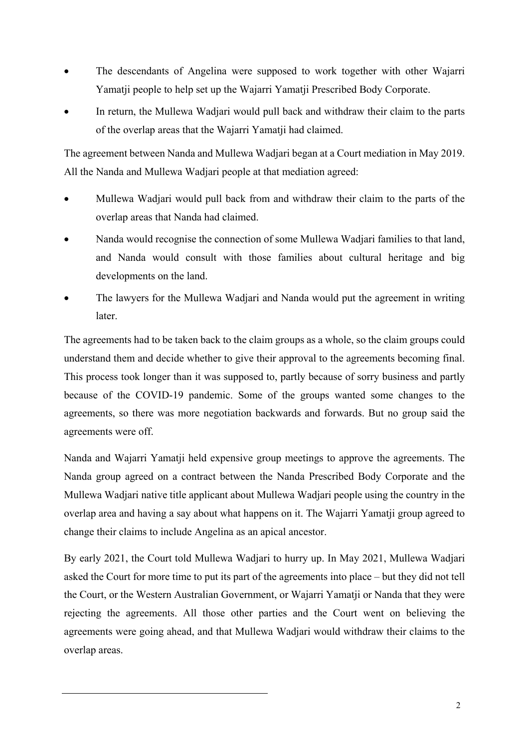- The descendants of Angelina were supposed to work together with other Wajarri Yamatji people to help set up the Wajarri Yamatji Prescribed Body Corporate.
- In return, the Mullewa Wadjari would pull back and withdraw their claim to the parts of the overlap areas that the Wajarri Yamatji had claimed.

The agreement between Nanda and Mullewa Wadjari began at a Court mediation in May 2019. All the Nanda and Mullewa Wadjari people at that mediation agreed:

- Mullewa Wadjari would pull back from and withdraw their claim to the parts of the overlap areas that Nanda had claimed.
- Nanda would recognise the connection of some Mullewa Wadjari families to that land, and Nanda would consult with those families about cultural heritage and big developments on the land.
- The lawyers for the Mullewa Wadjari and Nanda would put the agreement in writing later.

The agreements had to be taken back to the claim groups as a whole, so the claim groups could understand them and decide whether to give their approval to the agreements becoming final. This process took longer than it was supposed to, partly because of sorry business and partly because of the COVID-19 pandemic. Some of the groups wanted some changes to the agreements, so there was more negotiation backwards and forwards. But no group said the agreements were off.

Nanda and Wajarri Yamatji held expensive group meetings to approve the agreements. The Nanda group agreed on a contract between the Nanda Prescribed Body Corporate and the Mullewa Wadjari native title applicant about Mullewa Wadjari people using the country in the overlap area and having a say about what happens on it. The Wajarri Yamatji group agreed to change their claims to include Angelina as an apical ancestor.

By early 2021, the Court told Mullewa Wadjari to hurry up. In May 2021, Mullewa Wadjari asked the Court for more time to put its part of the agreements into place – but they did not tell the Court, or the Western Australian Government, or Wajarri Yamatji or Nanda that they were rejecting the agreements. All those other parties and the Court went on believing the agreements were going ahead, and that Mullewa Wadjari would withdraw their claims to the overlap areas.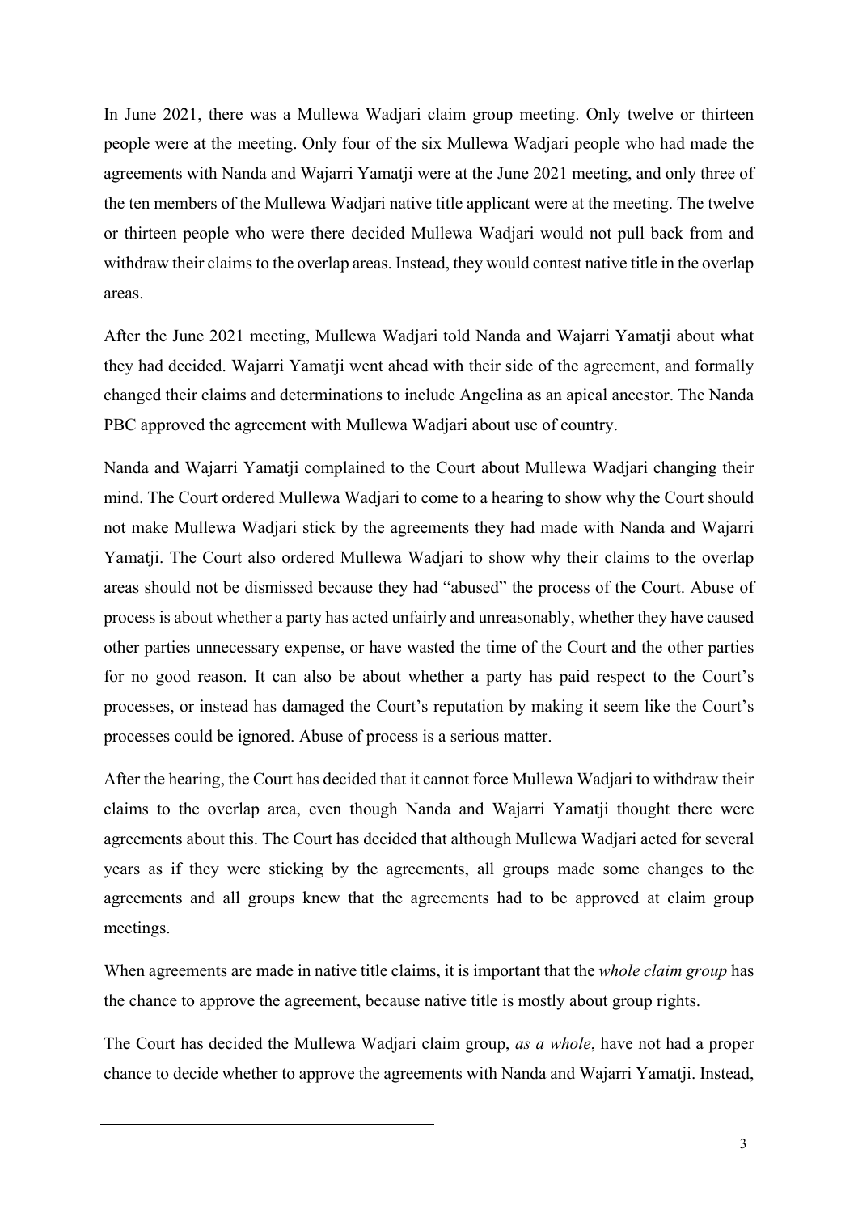In June 2021, there was a Mullewa Wadjari claim group meeting. Only twelve or thirteen people were at the meeting. Only four of the six Mullewa Wadjari people who had made the agreements with Nanda and Wajarri Yamatji were at the June 2021 meeting, and only three of the ten members of the Mullewa Wadjari native title applicant were at the meeting. The twelve or thirteen people who were there decided Mullewa Wadjari would not pull back from and withdraw their claims to the overlap areas. Instead, they would contest native title in the overlap areas.

After the June 2021 meeting, Mullewa Wadjari told Nanda and Wajarri Yamatji about what they had decided. Wajarri Yamatji went ahead with their side of the agreement, and formally changed their claims and determinations to include Angelina as an apical ancestor. The Nanda PBC approved the agreement with Mullewa Wadjari about use of country.

Nanda and Wajarri Yamatji complained to the Court about Mullewa Wadjari changing their mind. The Court ordered Mullewa Wadjari to come to a hearing to show why the Court should not make Mullewa Wadjari stick by the agreements they had made with Nanda and Wajarri Yamatji. The Court also ordered Mullewa Wadjari to show why their claims to the overlap areas should not be dismissed because they had "abused" the process of the Court. Abuse of process is about whether a party has acted unfairly and unreasonably, whether they have caused other parties unnecessary expense, or have wasted the time of the Court and the other parties for no good reason. It can also be about whether a party has paid respect to the Court's processes, or instead has damaged the Court's reputation by making it seem like the Court's processes could be ignored. Abuse of process is a serious matter.

After the hearing, the Court has decided that it cannot force Mullewa Wadjari to withdraw their claims to the overlap area, even though Nanda and Wajarri Yamatji thought there were agreements about this. The Court has decided that although Mullewa Wadjari acted for several years as if they were sticking by the agreements, all groups made some changes to the agreements and all groups knew that the agreements had to be approved at claim group meetings.

When agreements are made in native title claims, it is important that the *whole claim group* has the chance to approve the agreement, because native title is mostly about group rights.

The Court has decided the Mullewa Wadjari claim group, *as a whole*, have not had a proper chance to decide whether to approve the agreements with Nanda and Wajarri Yamatji. Instead,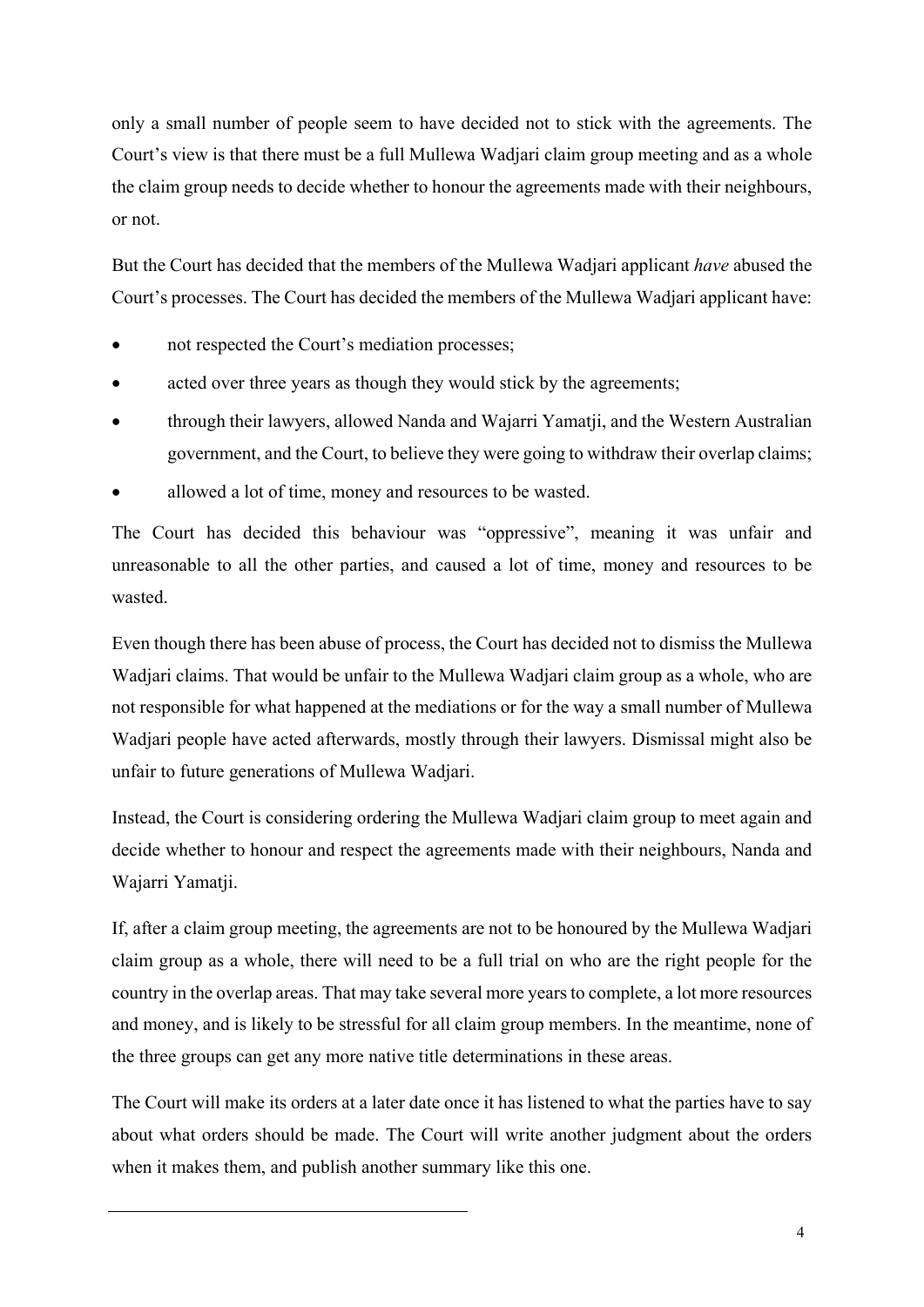only a small number of people seem to have decided not to stick with the agreements. The Court's view is that there must be a full Mullewa Wadjari claim group meeting and as a whole the claim group needs to decide whether to honour the agreements made with their neighbours, or not.

But the Court has decided that the members of the Mullewa Wadjari applicant *have* abused the Court's processes. The Court has decided the members of the Mullewa Wadjari applicant have:

- not respected the Court's mediation processes;
- acted over three years as though they would stick by the agreements;
- through their lawyers, allowed Nanda and Wajarri Yamatji, and the Western Australian government, and the Court, to believe they were going to withdraw their overlap claims;
- allowed a lot of time, money and resources to be wasted.

The Court has decided this behaviour was "oppressive", meaning it was unfair and unreasonable to all the other parties, and caused a lot of time, money and resources to be wasted.

Even though there has been abuse of process, the Court has decided not to dismiss the Mullewa Wadjari claims. That would be unfair to the Mullewa Wadjari claim group as a whole, who are not responsible for what happened at the mediations or for the way a small number of Mullewa Wadjari people have acted afterwards, mostly through their lawyers. Dismissal might also be unfair to future generations of Mullewa Wadjari.

Instead, the Court is considering ordering the Mullewa Wadjari claim group to meet again and decide whether to honour and respect the agreements made with their neighbours, Nanda and Wajarri Yamatji.

If, after a claim group meeting, the agreements are not to be honoured by the Mullewa Wadjari claim group as a whole, there will need to be a full trial on who are the right people for the country in the overlap areas. That may take several more years to complete, a lot more resources and money, and is likely to be stressful for all claim group members. In the meantime, none of the three groups can get any more native title determinations in these areas.

The Court will make its orders at a later date once it has listened to what the parties have to say about what orders should be made. The Court will write another judgment about the orders when it makes them, and publish another summary like this one.